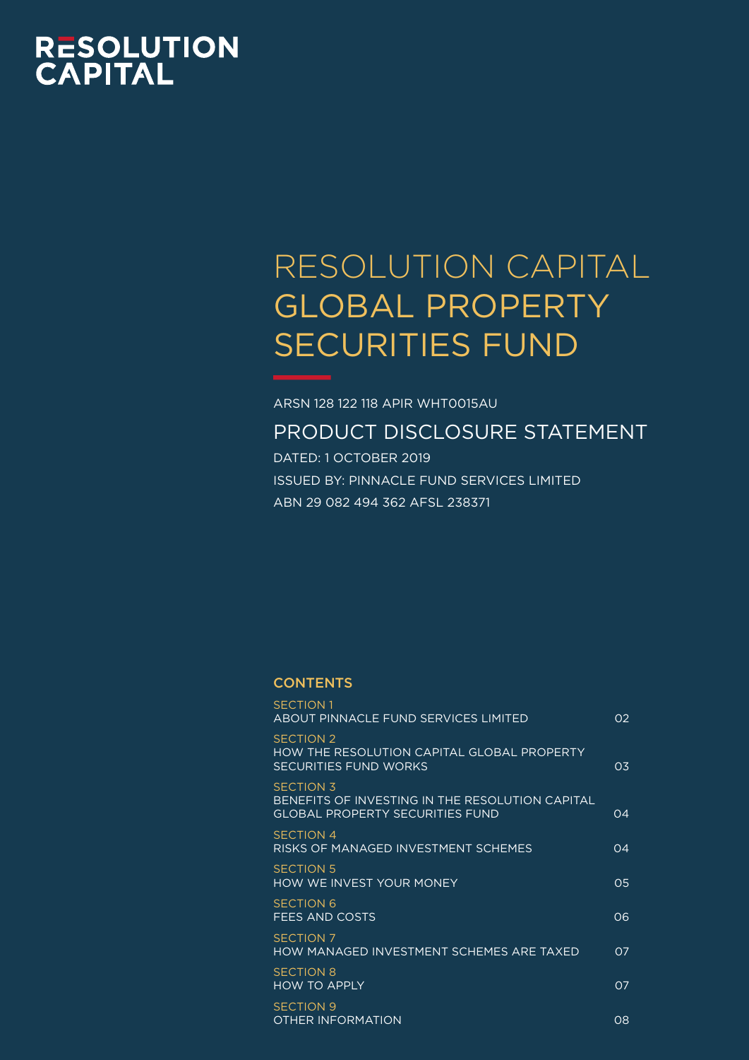RESOLUTION CAPITAL

# RESOLUTION CAPITAL GLOBAL PROPERTY SECURITIES FUND

ARSN 128 122 118 APIR WHT0015AU

## PRODUCT DISCLOSURE STATEMENT

DATED: 1 OCTOBER 2019

ISSUED BY: PINNACLE FUND SERVICES LIMITED

ABN 29 082 494 362 AFSL 238371

### CONTENTS

| | |
|---|---|
| SECTION 1<br>ABOUT PINNACLE FUND SERVICES LIMITED | 02 |
| SECTION 2<br>HOW THE RESOLUTION CAPITAL GLOBAL PROPERTY SECURITIES FUND WORKS | 03 |
| SECTION 3<br>BENEFITS OF INVESTING IN THE RESOLUTION CAPITAL GLOBAL PROPERTY SECURITIES FUND | 04 |
| SECTION 4<br>RISKS OF MANAGED INVESTMENT SCHEMES | 04 |
| SECTION 5<br>HOW WE INVEST YOUR MONEY | 05 |
| SECTION 6<br>FEES AND COSTS | 06 |
| SECTION 7<br>HOW MANAGED INVESTMENT SCHEMES ARE TAXED | 07 |
| SECTION 8<br>HOW TO APPLY | 07 |
| SECTION 9<br>OTHER INFORMATION | 08 |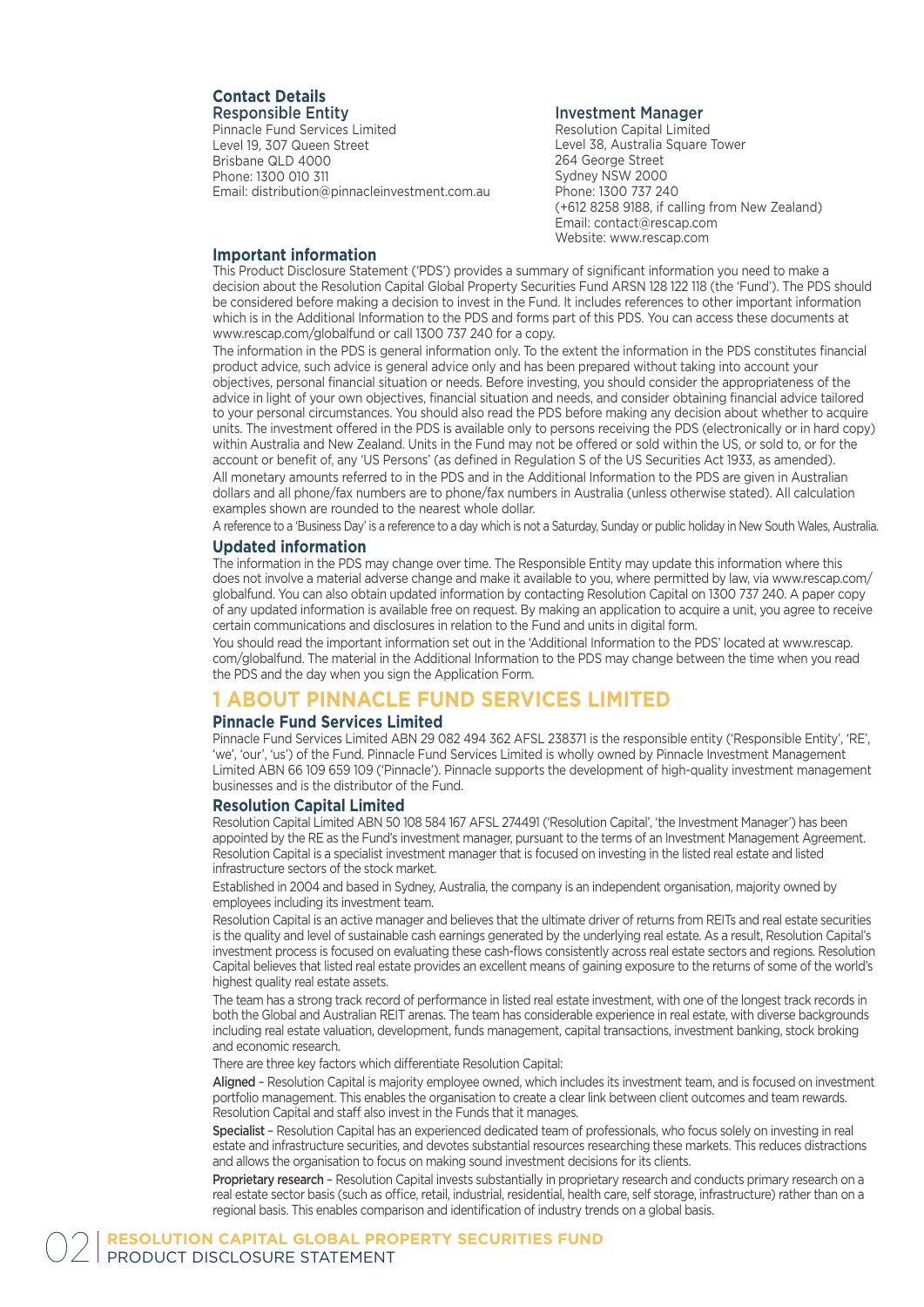## Contact Details

### Responsible Entity

Pinnacle Fund Services Limited
Level 19, 307 Queen Street
Brisbane QLD 4000
Phone: 1300 010 311
Email: distribution@pinnacleinvestment.com.au

### Investment Manager

Resolution Capital Limited
Level 38, Australia Square Tower
264 George Street
Sydney NSW 2000
Phone: 1300 737 240
(+612 8258 9188, if calling from New Zealand)
Email: contact@rescap.com
Website: www.rescap.com

## Important information

This Product Disclosure Statement ('PDS') provides a summary of significant information you need to make a decision about the Resolution Capital Global Property Securities Fund ARSN 128 122 118 (the 'Fund'). The PDS should be considered before making a decision to invest in the Fund. It includes references to other important information which is in the Additional Information to the PDS and forms part of this PDS. You can access these documents at www.rescap.com/globalfund or call 1300 737 240 for a copy.

The information in the PDS is general information only. To the extent the information in the PDS constitutes financial product advice, such advice is general advice only and has been prepared without taking into account your objectives, personal financial situation or needs. Before investing, you should consider the appropriateness of the advice in light of your own objectives, financial situation and needs, and consider obtaining financial advice tailored to your personal circumstances. You should also read the PDS before making any decision about whether to acquire units. The investment offered in the PDS is available only to persons receiving the PDS (electronically or in hard copy) within Australia and New Zealand. Units in the Fund may not be offered or sold within the US, or sold to, or for the account or benefit of, any 'US Persons' (as defined in Regulation S of the US Securities Act 1933, as amended).

All monetary amounts referred to in the PDS and in the Additional Information to the PDS are given in Australian dollars and all phone/fax numbers are to phone/fax numbers in Australia (unless otherwise stated). All calculation examples shown are rounded to the nearest whole dollar.

A reference to a 'Business Day' is a reference to a day which is not a Saturday, Sunday or public holiday in New South Wales, Australia.

## Updated information

The information in the PDS may change over time. The Responsible Entity may update this information where this does not involve a material adverse change and make it available to you, where permitted by law, via www.rescap.com/globalfund. You can also obtain updated information by contacting Resolution Capital on 1300 737 240. A paper copy of any updated information is available free on request. By making an application to acquire a unit, you agree to receive certain communications and disclosures in relation to the Fund and units in digital form.

You should read the important information set out in the 'Additional Information to the PDS' located at www.rescap.com/globalfund. The material in the Additional Information to the PDS may change between the time when you read the PDS and the day when you sign the Application Form.

# 1 ABOUT PINNACLE FUND SERVICES LIMITED

## Pinnacle Fund Services Limited

Pinnacle Fund Services Limited ABN 29 082 494 362 AFSL 238371 is the responsible entity ('Responsible Entity', 'RE', 'we', 'our', 'us') of the Fund. Pinnacle Fund Services Limited is wholly owned by Pinnacle Investment Management Limited ABN 66 109 659 109 ('Pinnacle'). Pinnacle supports the development of high-quality investment management businesses and is the distributor of the Fund.

## Resolution Capital Limited

Resolution Capital Limited ABN 50 108 584 167 AFSL 274491 ('Resolution Capital', 'the Investment Manager') has been appointed by the RE as the Fund's investment manager, pursuant to the terms of an Investment Management Agreement. Resolution Capital is a specialist investment manager that is focused on investing in the listed real estate and listed infrastructure sectors of the stock market.

Established in 2004 and based in Sydney, Australia, the company is an independent organisation, majority owned by employees including its investment team.

Resolution Capital is an active manager and believes that the ultimate driver of returns from REITs and real estate securities is the quality and level of sustainable cash earnings generated by the underlying real estate. As a result, Resolution Capital's investment process is focused on evaluating these cash-flows consistently across real estate sectors and regions. Resolution Capital believes that listed real estate provides an excellent means of gaining exposure to the returns of some of the world's highest quality real estate assets.

The team has a strong track record of performance in listed real estate investment, with one of the longest track records in both the Global and Australian REIT arenas. The team has considerable experience in real estate, with diverse backgrounds including real estate valuation, development, funds management, capital transactions, investment banking, stock broking and economic research.

There are three key factors which differentiate Resolution Capital:

**Aligned** – Resolution Capital is majority employee owned, which includes its investment team, and is focused on investment portfolio management. This enables the organisation to create a clear link between client outcomes and team rewards. Resolution Capital and staff also invest in the Funds that it manages.

**Specialist** – Resolution Capital has an experienced dedicated team of professionals, who focus solely on investing in real estate and infrastructure securities, and devotes substantial resources researching these markets. This reduces distractions and allows the organisation to focus on making sound investment decisions for its clients.

**Proprietary research** – Resolution Capital invests substantially in proprietary research and conducts primary research on a real estate sector basis (such as office, retail, industrial, residential, health care, self storage, infrastructure) rather than on a regional basis. This enables comparison and identification of industry trends on a global basis.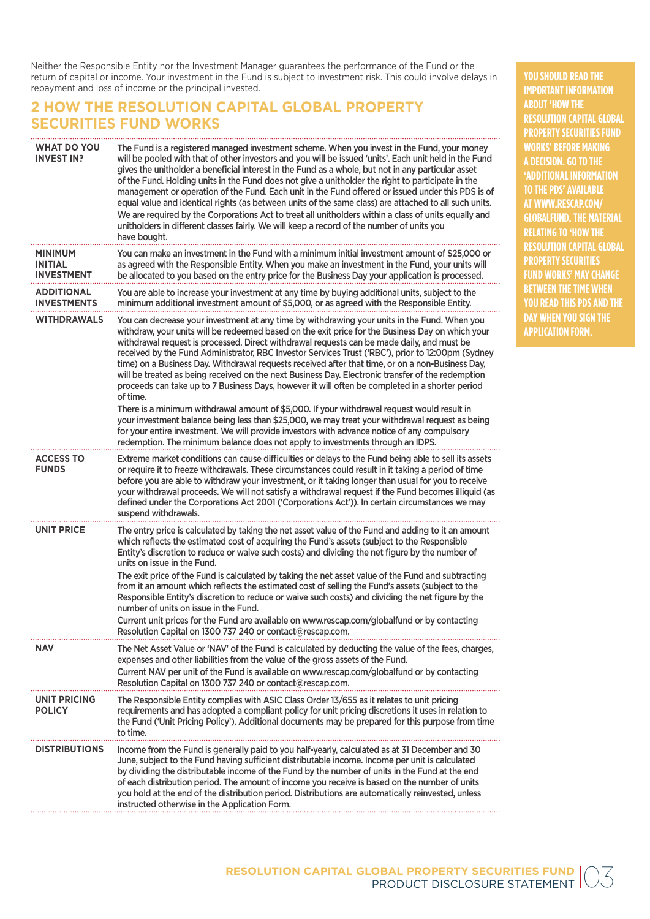Neither the Responsible Entity nor the Investment Manager guarantees the performance of the Fund or the return of capital or income. Your investment in the Fund is subject to investment risk. This could involve delays in repayment and loss of income or the principal invested.

## 2 HOW THE RESOLUTION CAPITAL GLOBAL PROPERTY SECURITIES FUND WORKS

| | |
|---|---|
| **WHAT DO YOU INVEST IN?** | The Fund is a registered managed investment scheme. When you invest in the Fund, your money will be pooled with that of other investors and you will be issued 'units'. Each unit held in the Fund gives the unitholder a beneficial interest in the Fund as a whole, but not in any particular asset of the Fund. Holding units in the Fund does not give a unitholder the right to participate in the management or operation of the Fund. Each unit in the Fund offered or issued under this PDS is of equal value and identical rights (as between units of the same class) are attached to all such units. We are required by the Corporations Act to treat all unitholders within a class of units equally and unitholders in different classes fairly. We will keep a record of the number of units you have bought. |
| **MINIMUM INITIAL INVESTMENT** | You can make an investment in the Fund with a minimum initial investment amount of $25,000 or as agreed with the Responsible Entity. When you make an investment in the Fund, your units will be allocated to you based on the entry price for the Business Day your application is processed. |
| **ADDITIONAL INVESTMENTS** | You are able to increase your investment at any time by buying additional units, subject to the minimum additional investment amount of $5,000, or as agreed with the Responsible Entity. |
| **WITHDRAWALS** | You can decrease your investment at any time by withdrawing your units in the Fund. When you withdraw, your units will be redeemed based on the exit price for the Business Day on which your withdrawal request is processed. Direct withdrawal requests can be made daily, and must be received by the Fund Administrator, RBC Investor Services Trust ('RBC'), prior to 12:00pm (Sydney time) on a Business Day. Withdrawal requests received after that time, or on a non-Business Day, will be treated as being received on the next Business Day. Electronic transfer of the redemption proceeds can take up to 7 Business Days, however it will often be completed in a shorter period of time.<br>There is a minimum withdrawal amount of $5,000. If your withdrawal request would result in your investment balance being less than $25,000, we may treat your withdrawal request as being for your entire investment. We will provide investors with advance notice of any compulsory redemption. The minimum balance does not apply to investments through an IDPS. |
| **ACCESS TO FUNDS** | Extreme market conditions can cause difficulties or delays to the Fund being able to sell its assets or require it to freeze withdrawals. These circumstances could result in it taking a period of time before you are able to withdraw your investment, or it taking longer than usual for you to receive your withdrawal proceeds. We will not satisfy a withdrawal request if the Fund becomes illiquid (as defined under the Corporations Act 2001 ('Corporations Act')). In certain circumstances we may suspend withdrawals. |
| **UNIT PRICE** | The entry price is calculated by taking the net asset value of the Fund and adding to it an amount which reflects the estimated cost of acquiring the Fund's assets (subject to the Responsible Entity's discretion to reduce or waive such costs) and dividing the net figure by the number of units on issue in the Fund.<br>The exit price of the Fund is calculated by taking the net asset value of the Fund and subtracting from it an amount which reflects the estimated cost of selling the Fund's assets (subject to the Responsible Entity's discretion to reduce or waive such costs) and dividing the net figure by the number of units on issue in the Fund.<br>Current unit prices for the Fund are available on www.rescap.com/globalfund or by contacting Resolution Capital on 1300 737 240 or contact@rescap.com. |
| **NAV** | The Net Asset Value or 'NAV' of the Fund is calculated by deducting the value of the fees, charges, expenses and other liabilities from the value of the gross assets of the Fund.<br>Current NAV per unit of the Fund is available on www.rescap.com/globalfund or by contacting Resolution Capital on 1300 737 240 or contact@rescap.com. |
| **UNIT PRICING POLICY** | The Responsible Entity complies with ASIC Class Order 13/655 as it relates to unit pricing requirements and has adopted a compliant policy for unit pricing discretions it uses in relation to the Fund ('Unit Pricing Policy'). Additional documents may be prepared for this purpose from time to time. |
| **DISTRIBUTIONS** | Income from the Fund is generally paid to you half-yearly, calculated as at 31 December and 30 June, subject to the Fund having sufficient distributable income. Income per unit is calculated by dividing the distributable income of the Fund by the number of units in the Fund at the end of each distribution period. The amount of income you receive is based on the number of units you hold at the end of the distribution period. Distributions are automatically reinvested, unless instructed otherwise in the Application Form. |

**YOU SHOULD READ THE IMPORTANT INFORMATION ABOUT 'HOW THE RESOLUTION CAPITAL GLOBAL PROPERTY SECURITIES FUND WORKS' BEFORE MAKING A DECISION. GO TO THE 'ADDITIONAL INFORMATION TO THE PDS' AVAILABLE AT WWW.RESCAP.COM/GLOBALFUND. THE MATERIAL RELATING TO 'HOW THE RESOLUTION CAPITAL GLOBAL PROPERTY SECURITIES FUND WORKS' MAY CHANGE BETWEEN THE TIME WHEN YOU READ THIS PDS AND THE DAY WHEN YOU SIGN THE APPLICATION FORM.**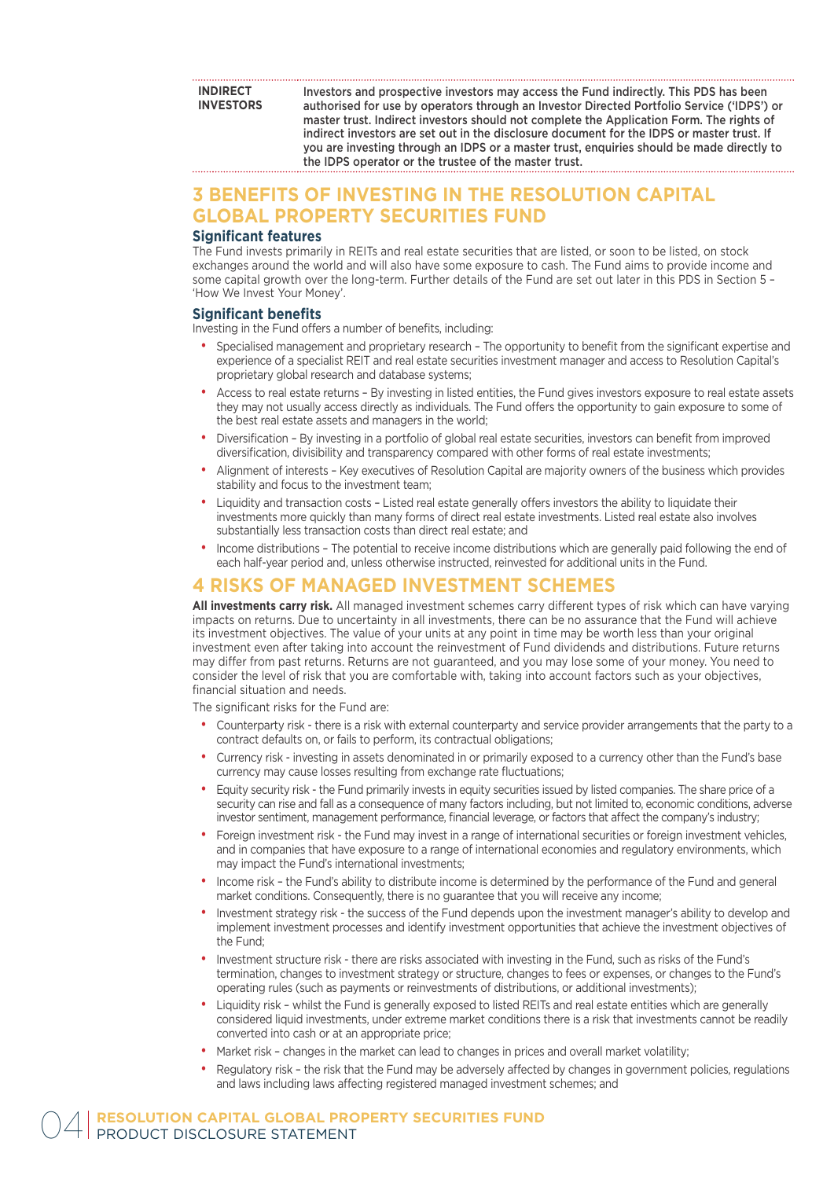**INDIRECT INVESTORS**

Investors and prospective investors may access the Fund indirectly. This PDS has been authorised for use by operators through an Investor Directed Portfolio Service ('IDPS') or master trust. Indirect investors should not complete the Application Form. The rights of indirect investors are set out in the disclosure document for the IDPS or master trust. If you are investing through an IDPS or a master trust, enquiries should be made directly to the IDPS operator or the trustee of the master trust.

# 3 BENEFITS OF INVESTING IN THE RESOLUTION CAPITAL GLOBAL PROPERTY SECURITIES FUND

## Significant features

The Fund invests primarily in REITs and real estate securities that are listed, or soon to be listed, on stock exchanges around the world and will also have some exposure to cash. The Fund aims to provide income and some capital growth over the long-term. Further details of the Fund are set out later in this PDS in Section 5 – 'How We Invest Your Money'.

## Significant benefits

Investing in the Fund offers a number of benefits, including:

- Specialised management and proprietary research – The opportunity to benefit from the significant expertise and experience of a specialist REIT and real estate securities investment manager and access to Resolution Capital's proprietary global research and database systems;
- Access to real estate returns – By investing in listed entities, the Fund gives investors exposure to real estate assets they may not usually access directly as individuals. The Fund offers the opportunity to gain exposure to some of the best real estate assets and managers in the world;
- Diversification – By investing in a portfolio of global real estate securities, investors can benefit from improved diversification, divisibility and transparency compared with other forms of real estate investments;
- Alignment of interests – Key executives of Resolution Capital are majority owners of the business which provides stability and focus to the investment team;
- Liquidity and transaction costs – Listed real estate generally offers investors the ability to liquidate their investments more quickly than many forms of direct real estate investments. Listed real estate also involves substantially less transaction costs than direct real estate; and
- Income distributions – The potential to receive income distributions which are generally paid following the end of each half-year period and, unless otherwise instructed, reinvested for additional units in the Fund.

# 4 RISKS OF MANAGED INVESTMENT SCHEMES

**All investments carry risk.** All managed investment schemes carry different types of risk which can have varying impacts on returns. Due to uncertainty in all investments, there can be no assurance that the Fund will achieve its investment objectives. The value of your units at any point in time may be worth less than your original investment even after taking into account the reinvestment of Fund dividends and distributions. Future returns may differ from past returns. Returns are not guaranteed, and you may lose some of your money. You need to consider the level of risk that you are comfortable with, taking into account factors such as your objectives, financial situation and needs.

The significant risks for the Fund are:

- Counterparty risk - there is a risk with external counterparty and service provider arrangements that the party to a contract defaults on, or fails to perform, its contractual obligations;
- Currency risk - investing in assets denominated in or primarily exposed to a currency other than the Fund's base currency may cause losses resulting from exchange rate fluctuations;
- Equity security risk - the Fund primarily invests in equity securities issued by listed companies. The share price of a security can rise and fall as a consequence of many factors including, but not limited to, economic conditions, adverse investor sentiment, management performance, financial leverage, or factors that affect the company's industry;
- Foreign investment risk - the Fund may invest in a range of international securities or foreign investment vehicles, and in companies that have exposure to a range of international economies and regulatory environments, which may impact the Fund's international investments;
- Income risk – the Fund's ability to distribute income is determined by the performance of the Fund and general market conditions. Consequently, there is no guarantee that you will receive any income;
- Investment strategy risk - the success of the Fund depends upon the investment manager's ability to develop and implement investment processes and identify investment opportunities that achieve the investment objectives of the Fund;
- Investment structure risk - there are risks associated with investing in the Fund, such as risks of the Fund's termination, changes to investment strategy or structure, changes to fees or expenses, or changes to the Fund's operating rules (such as payments or reinvestments of distributions, or additional investments);
- Liquidity risk – whilst the Fund is generally exposed to listed REITs and real estate entities which are generally considered liquid investments, under extreme market conditions there is a risk that investments cannot be readily converted into cash or at an appropriate price;
- Market risk – changes in the market can lead to changes in prices and overall market volatility;
- Regulatory risk – the risk that the Fund may be adversely affected by changes in government policies, regulations and laws including laws affecting registered managed investment schemes; and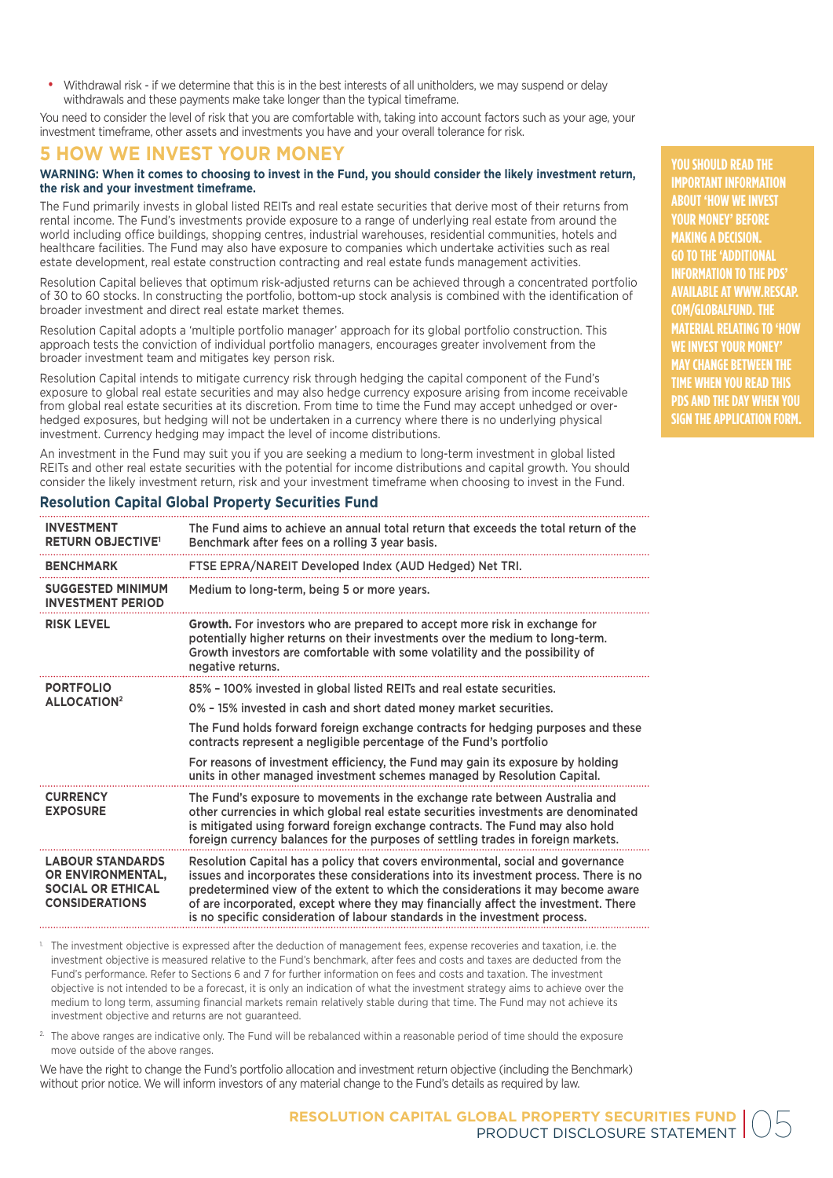- Withdrawal risk - if we determine that this is in the best interests of all unitholders, we may suspend or delay withdrawals and these payments make take longer than the typical timeframe.

You need to consider the level of risk that you are comfortable with, taking into account factors such as your age, your investment timeframe, other assets and investments you have and your overall tolerance for risk.

## 5 HOW WE INVEST YOUR MONEY

**WARNING: When it comes to choosing to invest in the Fund, you should consider the likely investment return, the risk and your investment timeframe.**

**YOU SHOULD READ THE IMPORTANT INFORMATION ABOUT 'HOW WE INVEST YOUR MONEY' BEFORE MAKING A DECISION. GO TO THE 'ADDITIONAL INFORMATION TO THE PDS' AVAILABLE AT WWW.RESCAP.COM/GLOBALFUND. THE MATERIAL RELATING TO 'HOW WE INVEST YOUR MONEY' MAY CHANGE BETWEEN THE TIME WHEN YOU READ THIS PDS AND THE DAY WHEN YOU SIGN THE APPLICATION FORM.**

The Fund primarily invests in global listed REITs and real estate securities that derive most of their returns from rental income. The Fund's investments provide exposure to a range of underlying real estate from around the world including office buildings, shopping centres, industrial warehouses, residential communities, hotels and healthcare facilities. The Fund may also have exposure to companies which undertake activities such as real estate development, real estate construction contracting and real estate funds management activities.

Resolution Capital believes that optimum risk-adjusted returns can be achieved through a concentrated portfolio of 30 to 60 stocks. In constructing the portfolio, bottom-up stock analysis is combined with the identification of broader investment and direct real estate market themes.

Resolution Capital adopts a 'multiple portfolio manager' approach for its global portfolio construction. This approach tests the conviction of individual portfolio managers, encourages greater involvement from the broader investment team and mitigates key person risk.

Resolution Capital intends to mitigate currency risk through hedging the capital component of the Fund's exposure to global real estate securities and may also hedge currency exposure arising from income receivable from global real estate securities at its discretion. From time to time the Fund may accept unhedged or over-hedged exposures, but hedging will not be undertaken in a currency where there is no underlying physical investment. Currency hedging may impact the level of income distributions.

An investment in the Fund may suit you if you are seeking a medium to long-term investment in global listed REITs and other real estate securities with the potential for income distributions and capital growth. You should consider the likely investment return, risk and your investment timeframe when choosing to invest in the Fund.

### Resolution Capital Global Property Securities Fund

| | |
|---|---|
| **INVESTMENT RETURN OBJECTIVE**[1] | The Fund aims to achieve an annual total return that exceeds the total return of the Benchmark after fees on a rolling 3 year basis. |
| **BENCHMARK** | FTSE EPRA/NAREIT Developed Index (AUD Hedged) Net TRI. |
| **SUGGESTED MINIMUM INVESTMENT PERIOD** | Medium to long-term, being 5 or more years. |
| **RISK LEVEL** | **Growth.** For investors who are prepared to accept more risk in exchange for potentially higher returns on their investments over the medium to long-term. Growth investors are comfortable with some volatility and the possibility of negative returns. |
| **PORTFOLIO ALLOCATION**[2] | 85% – 100% invested in global listed REITs and real estate securities.<br>0% – 15% invested in cash and short dated money market securities.<br>The Fund holds forward foreign exchange contracts for hedging purposes and these contracts represent a negligible percentage of the Fund's portfolio<br>For reasons of investment efficiency, the Fund may gain its exposure by holding units in other managed investment schemes managed by Resolution Capital. |
| **CURRENCY EXPOSURE** | The Fund's exposure to movements in the exchange rate between Australia and other currencies in which global real estate securities investments are denominated is mitigated using forward foreign exchange contracts. The Fund may also hold foreign currency balances for the purposes of settling trades in foreign markets. |
| **LABOUR STANDARDS OR ENVIRONMENTAL, SOCIAL OR ETHICAL CONSIDERATIONS** | Resolution Capital has a policy that covers environmental, social and governance issues and incorporates these considerations into its investment process. There is no predetermined view of the extent to which the considerations it may become aware of are incorporated, except where they may financially affect the investment. There is no specific consideration of labour standards in the investment process. |

[1] The investment objective is expressed after the deduction of management fees, expense recoveries and taxation, i.e. the investment objective is measured relative to the Fund's benchmark, after fees and costs and taxes are deducted from the Fund's performance. Refer to Sections 6 and 7 for further information on fees and costs and taxation. The investment objective is not intended to be a forecast, it is only an indication of what the investment strategy aims to achieve over the medium to long term, assuming financial markets remain relatively stable during that time. The Fund may not achieve its investment objective and returns are not guaranteed.

[2] The above ranges are indicative only. The Fund will be rebalanced within a reasonable period of time should the exposure move outside of the above ranges.

We have the right to change the Fund's portfolio allocation and investment return objective (including the Benchmark) without prior notice. We will inform investors of any material change to the Fund's details as required by law.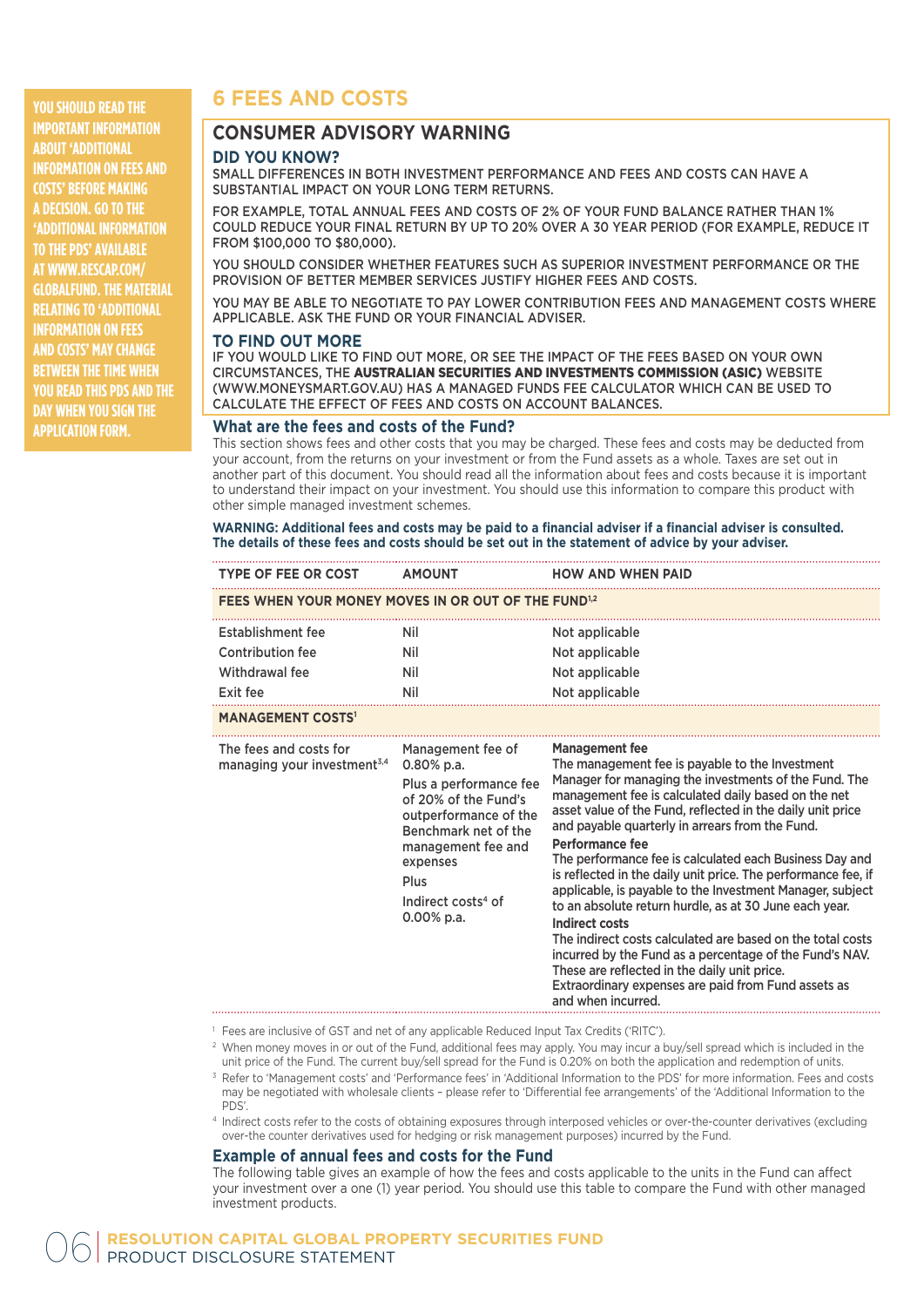YOU SHOULD READ THE IMPORTANT INFORMATION ABOUT 'ADDITIONAL INFORMATION ON FEES AND COSTS' BEFORE MAKING A DECISION. GO TO THE 'ADDITIONAL INFORMATION TO THE PDS' AVAILABLE AT WWW.RESCAP.COM/GLOBALFUND. THE MATERIAL RELATING TO 'ADDITIONAL INFORMATION ON FEES AND COSTS' MAY CHANGE BETWEEN THE TIME WHEN YOU READ THIS PDS AND THE DAY WHEN YOU SIGN THE APPLICATION FORM.

# 6 FEES AND COSTS

## CONSUMER ADVISORY WARNING

### DID YOU KNOW?

SMALL DIFFERENCES IN BOTH INVESTMENT PERFORMANCE AND FEES AND COSTS CAN HAVE A SUBSTANTIAL IMPACT ON YOUR LONG TERM RETURNS.

FOR EXAMPLE, TOTAL ANNUAL FEES AND COSTS OF 2% OF YOUR FUND BALANCE RATHER THAN 1% COULD REDUCE YOUR FINAL RETURN BY UP TO 20% OVER A 30 YEAR PERIOD (FOR EXAMPLE, REDUCE IT FROM $100,000 TO $80,000).

YOU SHOULD CONSIDER WHETHER FEATURES SUCH AS SUPERIOR INVESTMENT PERFORMANCE OR THE PROVISION OF BETTER MEMBER SERVICES JUSTIFY HIGHER FEES AND COSTS.

YOU MAY BE ABLE TO NEGOTIATE TO PAY LOWER CONTRIBUTION FEES AND MANAGEMENT COSTS WHERE APPLICABLE. ASK THE FUND OR YOUR FINANCIAL ADVISER.

### TO FIND OUT MORE

IF YOU WOULD LIKE TO FIND OUT MORE, OR SEE THE IMPACT OF THE FEES BASED ON YOUR OWN CIRCUMSTANCES, THE **AUSTRALIAN SECURITIES AND INVESTMENTS COMMISSION (ASIC)** WEBSITE (WWW.MONEYSMART.GOV.AU) HAS A MANAGED FUNDS FEE CALCULATOR WHICH CAN BE USED TO CALCULATE THE EFFECT OF FEES AND COSTS ON ACCOUNT BALANCES.

### What are the fees and costs of the Fund?

This section shows fees and other costs that you may be charged. These fees and costs may be deducted from your account, from the returns on your investment or from the Fund assets as a whole. Taxes are set out in another part of this document. You should read all the information about fees and costs because it is important to understand their impact on your investment. You should use this information to compare this product with other simple managed investment schemes.

**WARNING: Additional fees and costs may be paid to a financial adviser if a financial adviser is consulted. The details of these fees and costs should be set out in the statement of advice by your adviser.**

| TYPE OF FEE OR COST | AMOUNT | HOW AND WHEN PAID |
|---|---|---|
| **FEES WHEN YOUR MONEY MOVES IN OR OUT OF THE FUND[1,2]** | | |
| Establishment fee | Nil | Not applicable |
| Contribution fee | Nil | Not applicable |
| Withdrawal fee | Nil | Not applicable |
| Exit fee | Nil | Not applicable |
| **MANAGEMENT COSTS[1]** | | |
| The fees and costs for managing your investment[3,4] | Management fee of 0.80% p.a.<br><br>Plus a performance fee of 20% of the Fund's outperformance of the Benchmark net of the management fee and expenses<br><br>Plus<br><br>Indirect costs[4] of 0.00% p.a. | **Management fee**<br>The management fee is payable to the Investment Manager for managing the investments of the Fund. The management fee is calculated daily based on the net asset value of the Fund, reflected in the daily unit price and payable quarterly in arrears from the Fund.<br>**Performance fee**<br>The performance fee is calculated each Business Day and is reflected in the daily unit price. The performance fee, if applicable, is payable to the Investment Manager, subject to an absolute return hurdle, as at 30 June each year.<br>**Indirect costs**<br>The indirect costs calculated are based on the total costs incurred by the Fund as a percentage of the Fund's NAV. These are reflected in the daily unit price.<br>Extraordinary expenses are paid from Fund assets as and when incurred. |

[1] Fees are inclusive of GST and net of any applicable Reduced Input Tax Credits ('RITC').

[2] When money moves in or out of the Fund, additional fees may apply. You may incur a buy/sell spread which is included in the unit price of the Fund. The current buy/sell spread for the Fund is 0.20% on both the application and redemption of units.

[3] Refer to 'Management costs' and 'Performance fees' in 'Additional Information to the PDS' for more information. Fees and costs may be negotiated with wholesale clients – please refer to 'Differential fee arrangements' of the 'Additional Information to the PDS'.

[4] Indirect costs refer to the costs of obtaining exposures through interposed vehicles or over-the-counter derivatives (excluding over-the counter derivatives used for hedging or risk management purposes) incurred by the Fund.

### Example of annual fees and costs for the Fund

The following table gives an example of how the fees and costs applicable to the units in the Fund can affect your investment over a one (1) year period. You should use this table to compare the Fund with other managed investment products.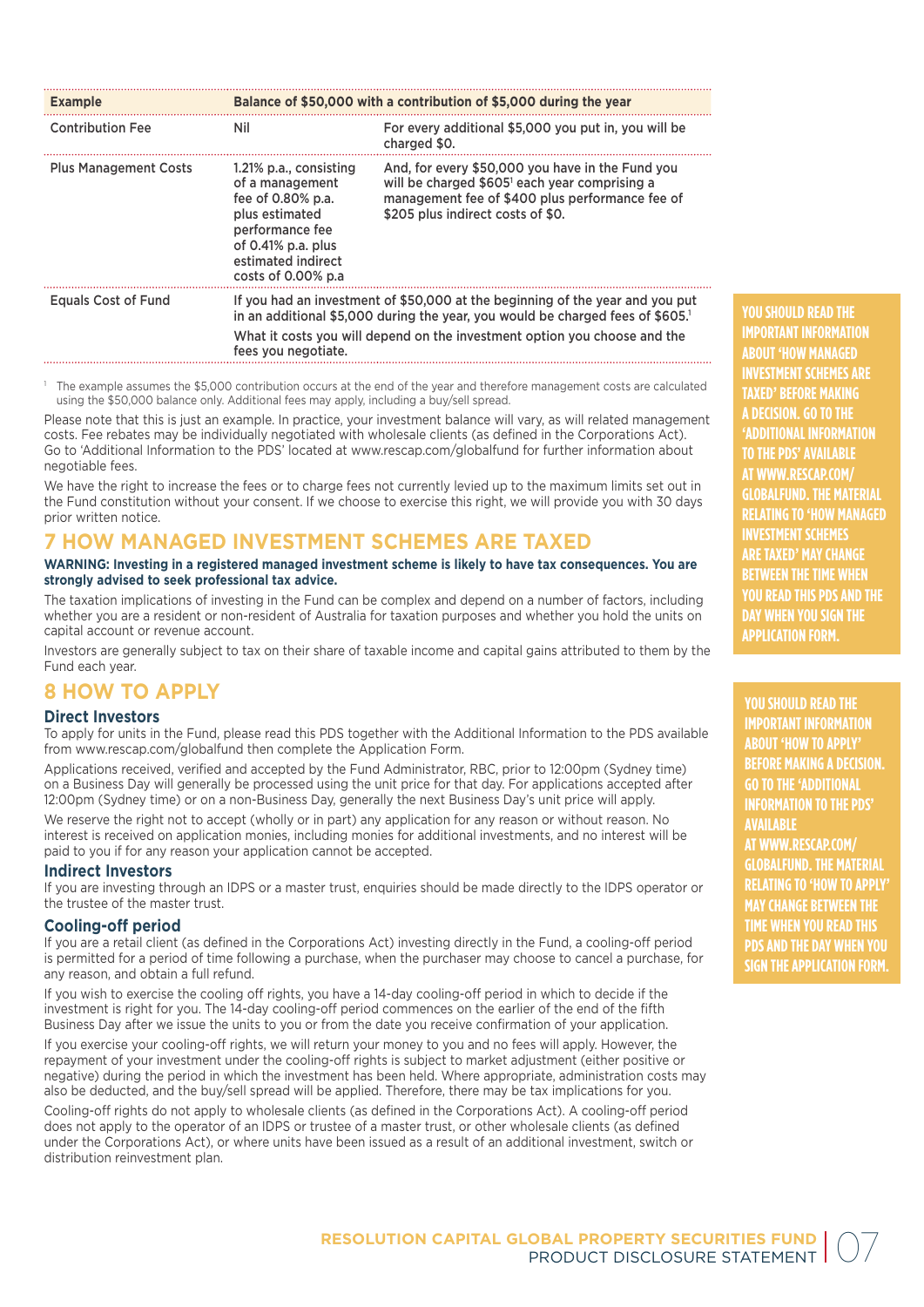| Example | Balance of $50,000 with a contribution of $5,000 during the year | |
|---|---|---|
| Contribution Fee | Nil | For every additional $5,000 you put in, you will be charged $0. |
| Plus Management Costs | 1.21% p.a., consisting of a management fee of 0.80% p.a. plus estimated performance fee of 0.41% p.a. plus estimated indirect costs of 0.00% p.a | And, for every $50,000 you have in the Fund you will be charged $605[1] each year comprising a management fee of $400 plus performance fee of $205 plus indirect costs of $0. |
| Equals Cost of Fund | If you had an investment of $50,000 at the beginning of the year and you put in an additional $5,000 during the year, you would be charged fees of $605.[1] What it costs you will depend on the investment option you choose and the fees you negotiate. | |

[1] The example assumes the $5,000 contribution occurs at the end of the year and therefore management costs are calculated using the $50,000 balance only. Additional fees may apply, including a buy/sell spread.

Please note that this is just an example. In practice, your investment balance will vary, as will related management costs. Fee rebates may be individually negotiated with wholesale clients (as defined in the Corporations Act). Go to 'Additional Information to the PDS' located at www.rescap.com/globalfund for further information about negotiable fees.

We have the right to increase the fees or to charge fees not currently levied up to the maximum limits set out in the Fund constitution without your consent. If we choose to exercise this right, we will provide you with 30 days prior written notice.

## 7 HOW MANAGED INVESTMENT SCHEMES ARE TAXED

**WARNING: Investing in a registered managed investment scheme is likely to have tax consequences. You are strongly advised to seek professional tax advice.**

The taxation implications of investing in the Fund can be complex and depend on a number of factors, including whether you are a resident or non-resident of Australia for taxation purposes and whether you hold the units on capital account or revenue account.

Investors are generally subject to tax on their share of taxable income and capital gains attributed to them by the Fund each year.

**YOU SHOULD READ THE IMPORTANT INFORMATION ABOUT 'HOW MANAGED INVESTMENT SCHEMES ARE TAXED' BEFORE MAKING A DECISION. GO TO THE 'ADDITIONAL INFORMATION TO THE PDS' AVAILABLE AT WWW.RESCAP.COM/GLOBALFUND. THE MATERIAL RELATING TO 'HOW MANAGED INVESTMENT SCHEMES ARE TAXED' MAY CHANGE BETWEEN THE TIME WHEN YOU READ THIS PDS AND THE DAY WHEN YOU SIGN THE APPLICATION FORM.**

## 8 HOW TO APPLY

### Direct Investors

To apply for units in the Fund, please read this PDS together with the Additional Information to the PDS available from www.rescap.com/globalfund then complete the Application Form.

Applications received, verified and accepted by the Fund Administrator, RBC, prior to 12:00pm (Sydney time) on a Business Day will generally be processed using the unit price for that day. For applications accepted after 12:00pm (Sydney time) or on a non-Business Day, generally the next Business Day's unit price will apply.

We reserve the right not to accept (wholly or in part) any application for any reason or without reason. No interest is received on application monies, including monies for additional investments, and no interest will be paid to you if for any reason your application cannot be accepted.

### Indirect Investors

If you are investing through an IDPS or a master trust, enquiries should be made directly to the IDPS operator or the trustee of the master trust.

### Cooling-off period

If you are a retail client (as defined in the Corporations Act) investing directly in the Fund, a cooling-off period is permitted for a period of time following a purchase, when the purchaser may choose to cancel a purchase, for any reason, and obtain a full refund.

If you wish to exercise the cooling off rights, you have a 14-day cooling-off period in which to decide if the investment is right for you. The 14-day cooling-off period commences on the earlier of the end of the fifth Business Day after we issue the units to you or from the date you receive confirmation of your application.

If you exercise your cooling-off rights, we will return your money to you and no fees will apply. However, the repayment of your investment under the cooling-off rights is subject to market adjustment (either positive or negative) during the period in which the investment has been held. Where appropriate, administration costs may also be deducted, and the buy/sell spread will be applied. Therefore, there may be tax implications for you.

Cooling-off rights do not apply to wholesale clients (as defined in the Corporations Act). A cooling-off period does not apply to the operator of an IDPS or trustee of a master trust, or other wholesale clients (as defined under the Corporations Act), or where units have been issued as a result of an additional investment, switch or distribution reinvestment plan.

**YOU SHOULD READ THE IMPORTANT INFORMATION ABOUT 'HOW TO APPLY' BEFORE MAKING A DECISION. GO TO THE 'ADDITIONAL INFORMATION TO THE PDS' AVAILABLE AT WWW.RESCAP.COM/GLOBALFUND. THE MATERIAL RELATING TO 'HOW TO APPLY' MAY CHANGE BETWEEN THE TIME WHEN YOU READ THIS PDS AND THE DAY WHEN YOU SIGN THE APPLICATION FORM.**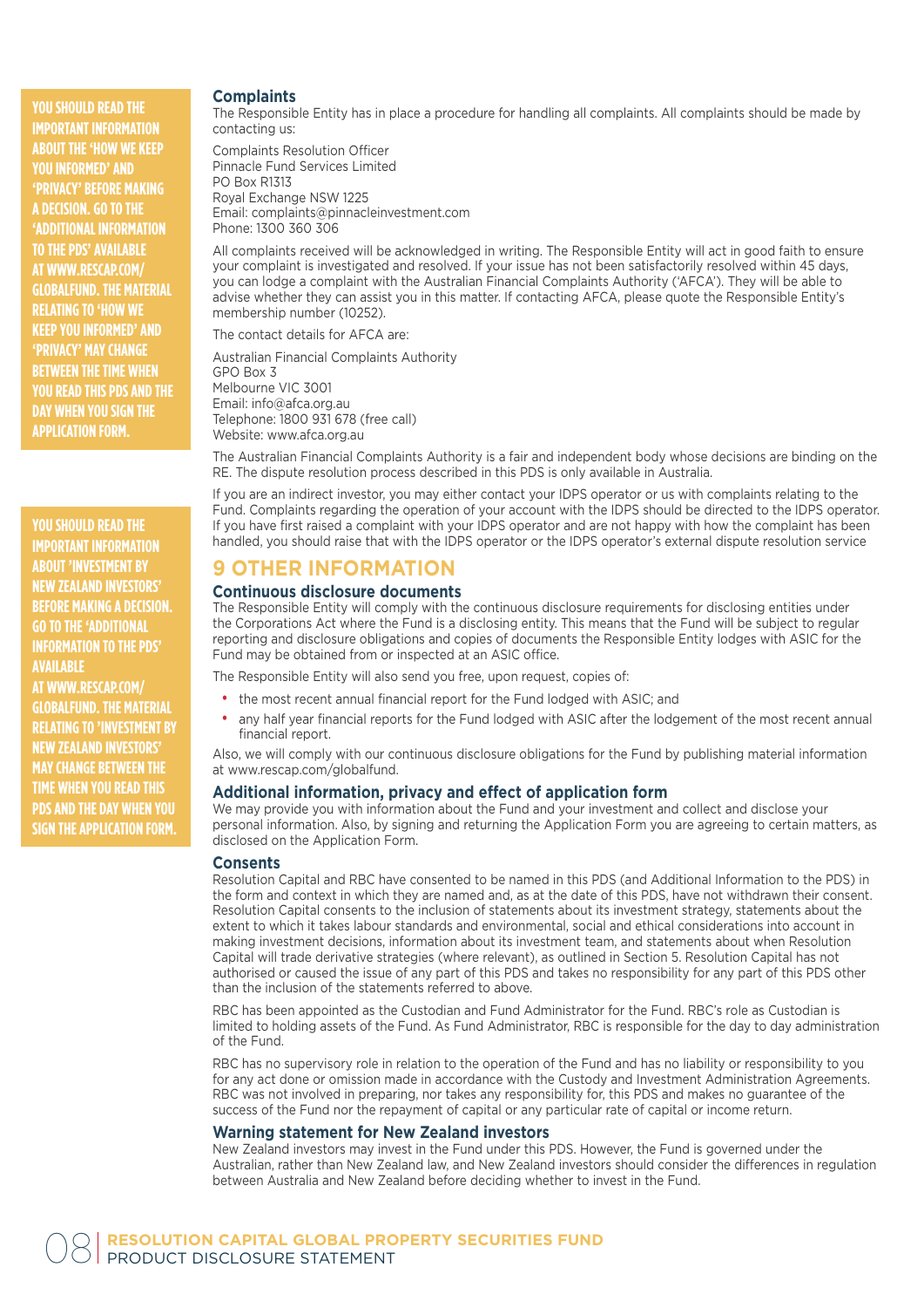**YOU SHOULD READ THE IMPORTANT INFORMATION ABOUT THE 'HOW WE KEEP YOU INFORMED' AND 'PRIVACY' BEFORE MAKING A DECISION. GO TO THE 'ADDITIONAL INFORMATION TO THE PDS' AVAILABLE AT WWW.RESCAP.COM/GLOBALFUND. THE MATERIAL RELATING TO 'HOW WE KEEP YOU INFORMED' AND 'PRIVACY' MAY CHANGE BETWEEN THE TIME WHEN YOU READ THIS PDS AND THE DAY WHEN YOU SIGN THE APPLICATION FORM.**

### Complaints

The Responsible Entity has in place a procedure for handling all complaints. All complaints should be made by contacting us:

Complaints Resolution Officer
Pinnacle Fund Services Limited
PO Box R1313
Royal Exchange NSW 1225
Email: complaints@pinnacleinvestment.com
Phone: 1300 360 306

All complaints received will be acknowledged in writing. The Responsible Entity will act in good faith to ensure your complaint is investigated and resolved. If your issue has not been satisfactorily resolved within 45 days, you can lodge a complaint with the Australian Financial Complaints Authority ('AFCA'). They will be able to advise whether they can assist you in this matter. If contacting AFCA, please quote the Responsible Entity's membership number (10252).

The contact details for AFCA are:

Australian Financial Complaints Authority
GPO Box 3
Melbourne VIC 3001
Email: info@afca.org.au
Telephone: 1800 931 678 (free call)
Website: www.afca.org.au

The Australian Financial Complaints Authority is a fair and independent body whose decisions are binding on the RE. The dispute resolution process described in this PDS is only available in Australia.

If you are an indirect investor, you may either contact your IDPS operator or us with complaints relating to the Fund. Complaints regarding the operation of your account with the IDPS should be directed to the IDPS operator. If you have first raised a complaint with your IDPS operator and are not happy with how the complaint has been handled, you should raise that with the IDPS operator or the IDPS operator's external dispute resolution service

**YOU SHOULD READ THE IMPORTANT INFORMATION ABOUT 'INVESTMENT BY NEW ZEALAND INVESTORS' BEFORE MAKING A DECISION. GO TO THE 'ADDITIONAL INFORMATION TO THE PDS' AVAILABLE AT WWW.RESCAP.COM/GLOBALFUND. THE MATERIAL RELATING TO 'INVESTMENT BY NEW ZEALAND INVESTORS' MAY CHANGE BETWEEN THE TIME WHEN YOU READ THIS PDS AND THE DAY WHEN YOU SIGN THE APPLICATION FORM.**

## 9 OTHER INFORMATION

### Continuous disclosure documents

The Responsible Entity will comply with the continuous disclosure requirements for disclosing entities under the Corporations Act where the Fund is a disclosing entity. This means that the Fund will be subject to regular reporting and disclosure obligations and copies of documents the Responsible Entity lodges with ASIC for the Fund may be obtained from or inspected at an ASIC office.

The Responsible Entity will also send you free, upon request, copies of:

- the most recent annual financial report for the Fund lodged with ASIC; and
- any half year financial reports for the Fund lodged with ASIC after the lodgement of the most recent annual financial report.

Also, we will comply with our continuous disclosure obligations for the Fund by publishing material information at www.rescap.com/globalfund.

### Additional information, privacy and effect of application form

We may provide you with information about the Fund and your investment and collect and disclose your personal information. Also, by signing and returning the Application Form you are agreeing to certain matters, as disclosed on the Application Form.

### Consents

Resolution Capital and RBC have consented to be named in this PDS (and Additional Information to the PDS) in the form and context in which they are named and, as at the date of this PDS, have not withdrawn their consent. Resolution Capital consents to the inclusion of statements about its investment strategy, statements about the extent to which it takes labour standards and environmental, social and ethical considerations into account in making investment decisions, information about its investment team, and statements about when Resolution Capital will trade derivative strategies (where relevant), as outlined in Section 5. Resolution Capital has not authorised or caused the issue of any part of this PDS and takes no responsibility for any part of this PDS other than the inclusion of the statements referred to above.

RBC has been appointed as the Custodian and Fund Administrator for the Fund. RBC's role as Custodian is limited to holding assets of the Fund. As Fund Administrator, RBC is responsible for the day to day administration of the Fund.

RBC has no supervisory role in relation to the operation of the Fund and has no liability or responsibility to you for any act done or omission made in accordance with the Custody and Investment Administration Agreements. RBC was not involved in preparing, nor takes any responsibility for, this PDS and makes no guarantee of the success of the Fund nor the repayment of capital or any particular rate of capital or income return.

### Warning statement for New Zealand investors

New Zealand investors may invest in the Fund under this PDS. However, the Fund is governed under the Australian, rather than New Zealand law, and New Zealand investors should consider the differences in regulation between Australia and New Zealand before deciding whether to invest in the Fund.